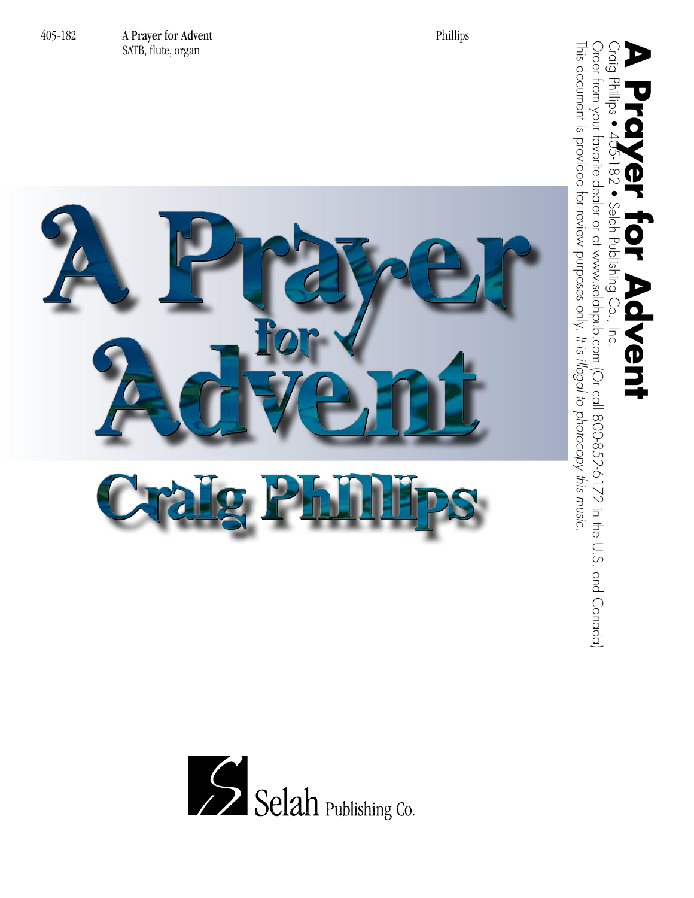405-182 **A Prayer for Advent** Phillips
SATB, flute, organ

# A Prayer for Advent

## Craig Phillips

**A Prayer for Advent**

Craig Phillips • 405-182 • Selah Publishing Co., Inc.

Order from your favorite dealer or at www.selahpub.com (Or call 800-852-6172 in the U.S. and Canada)

This document is provided for review purposes only. *It is illegal to photocopy this music.*

Selah Publishing Co.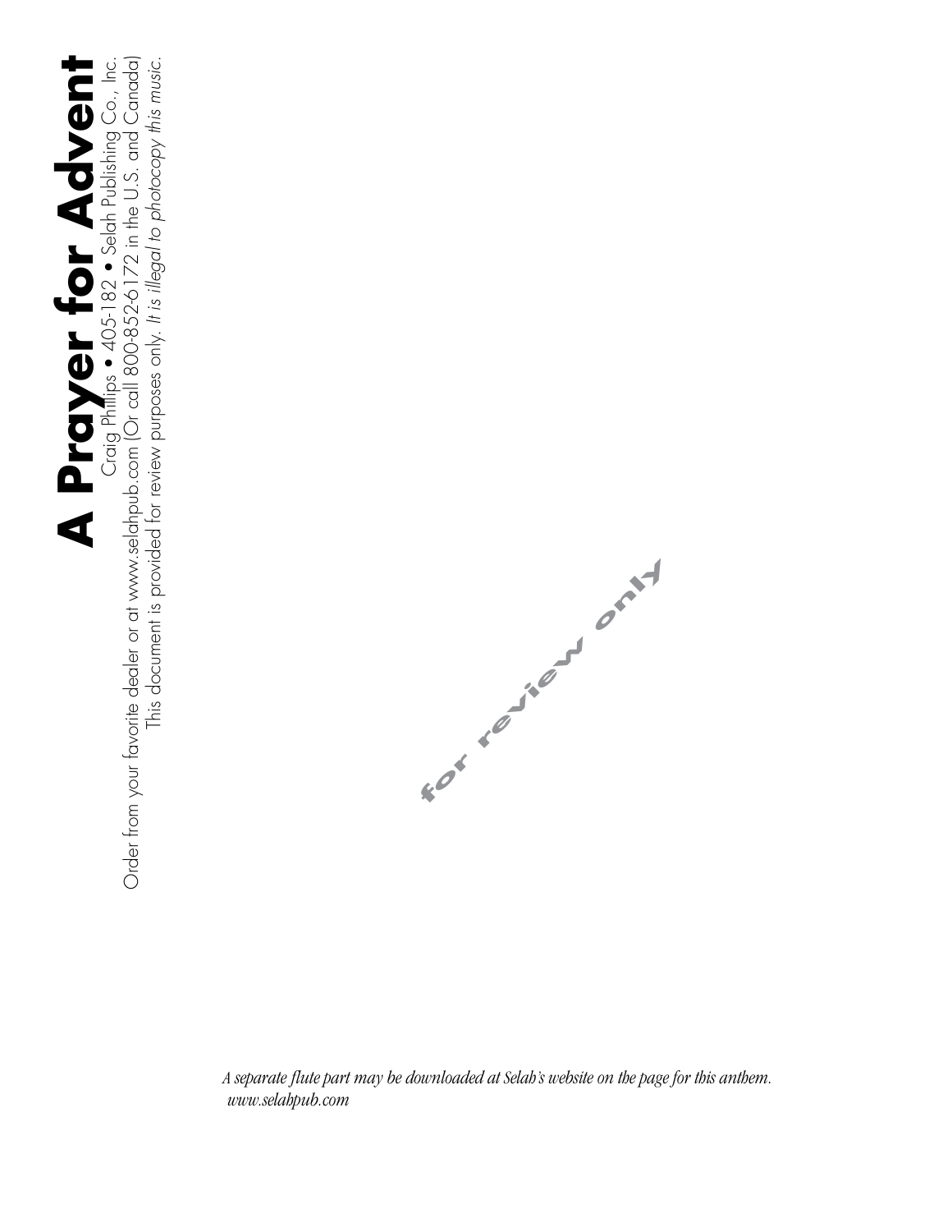# A Prayer for Advent

Craig Phillips • 405-182 • Selah Publishing Co., Inc.

Order from your favorite dealer or at www.selahpub.com (Or call 800-852-6172 in the U.S. and Canada)

This document is provided for review purposes only. *It is illegal to photocopy this music.*

for review only

*A separate flute part may be downloaded at Selah's website on the page for this anthem.*
*www.selahpub.com*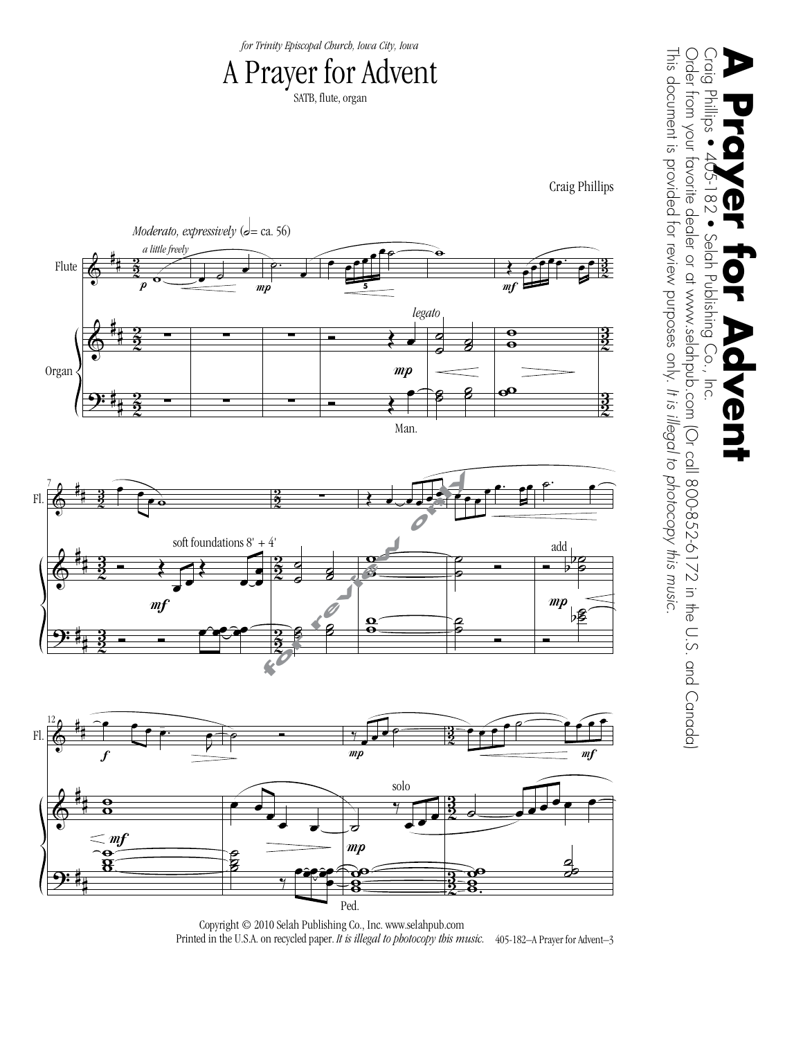*for Trinity Episcopal Church, Iowa City, Iowa*

# A Prayer for Advent

SATB, flute, organ

Craig Phillips

*Moderato, expressively* (𝅗𝅥 = ca. 56)

*a little freely*

Flute

Organ

*legato*

Man.

soft foundations 8' + 4'

add

solo

Ped.

Copyright © 2010 Selah Publishing Co., Inc. www.selahpub.com
Printed in the U.S.A. on recycled paper. *It is illegal to photocopy this music.* 405-182–A Prayer for Advent–3

**A Prayer for Advent**
Craig Phillips • 405-182 • Selah Publishing Co., Inc.
Order from your favorite dealer or at www.selahpub.com (Or call 800-852-6172 in the U.S. and Canada)
This document is provided for review purposes only. *It is illegal to photocopy this music.*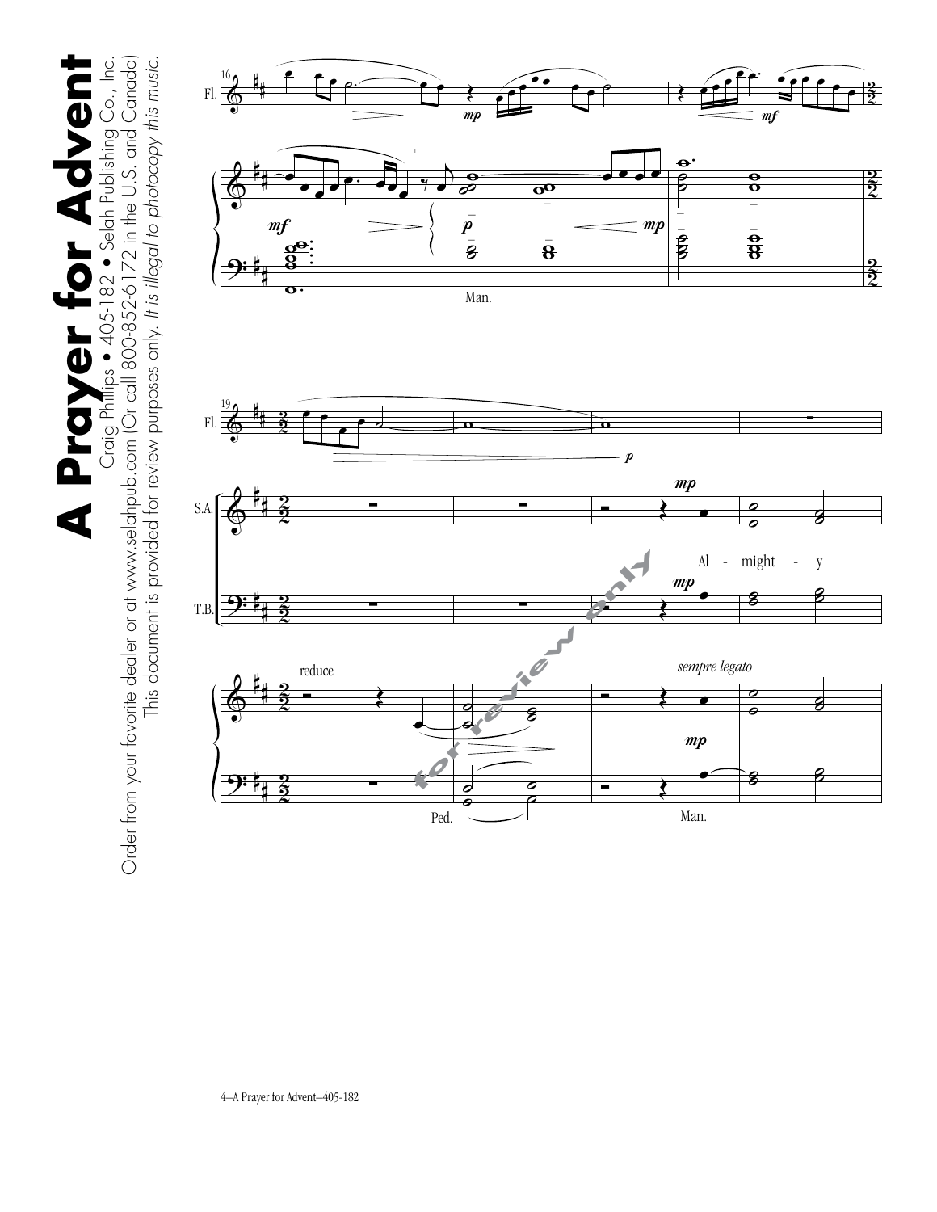# A Prayer for Advent

Craig Phillips • 405-182 • Selah Publishing Co., Inc.

Order from your favorite dealer or at www.selahpub.com (Or call 800-852-6172 in the U.S. and Canada)

This document is provided for review purposes only. *It is illegal to photocopy this music.*

Al - might - y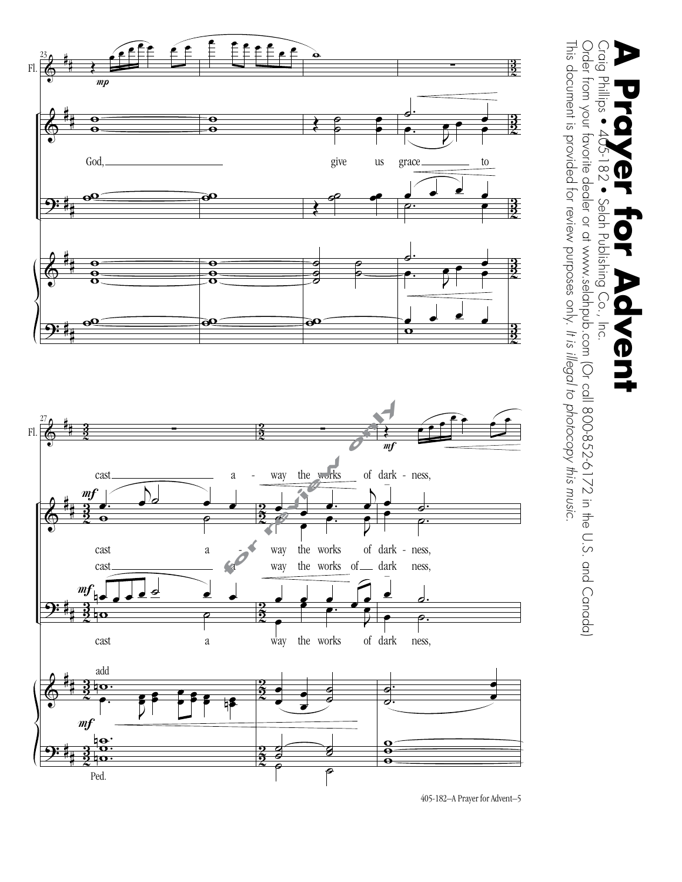# A Prayer for Advent

Craig Phillips • 405-182 • Selah Publishing Co., Inc.

Order from your favorite dealer or at www.selahpub.com (Or call 800-852-6172 in the U.S. and Canada)

This document is provided for review purposes only. *It is illegal to photocopy this music.*

God, give us grace to

cast a - way the works of dark - ness,

cast a - way the works of dark - ness,

cast a way the works of dark ness,

cast a way the works of dark ness,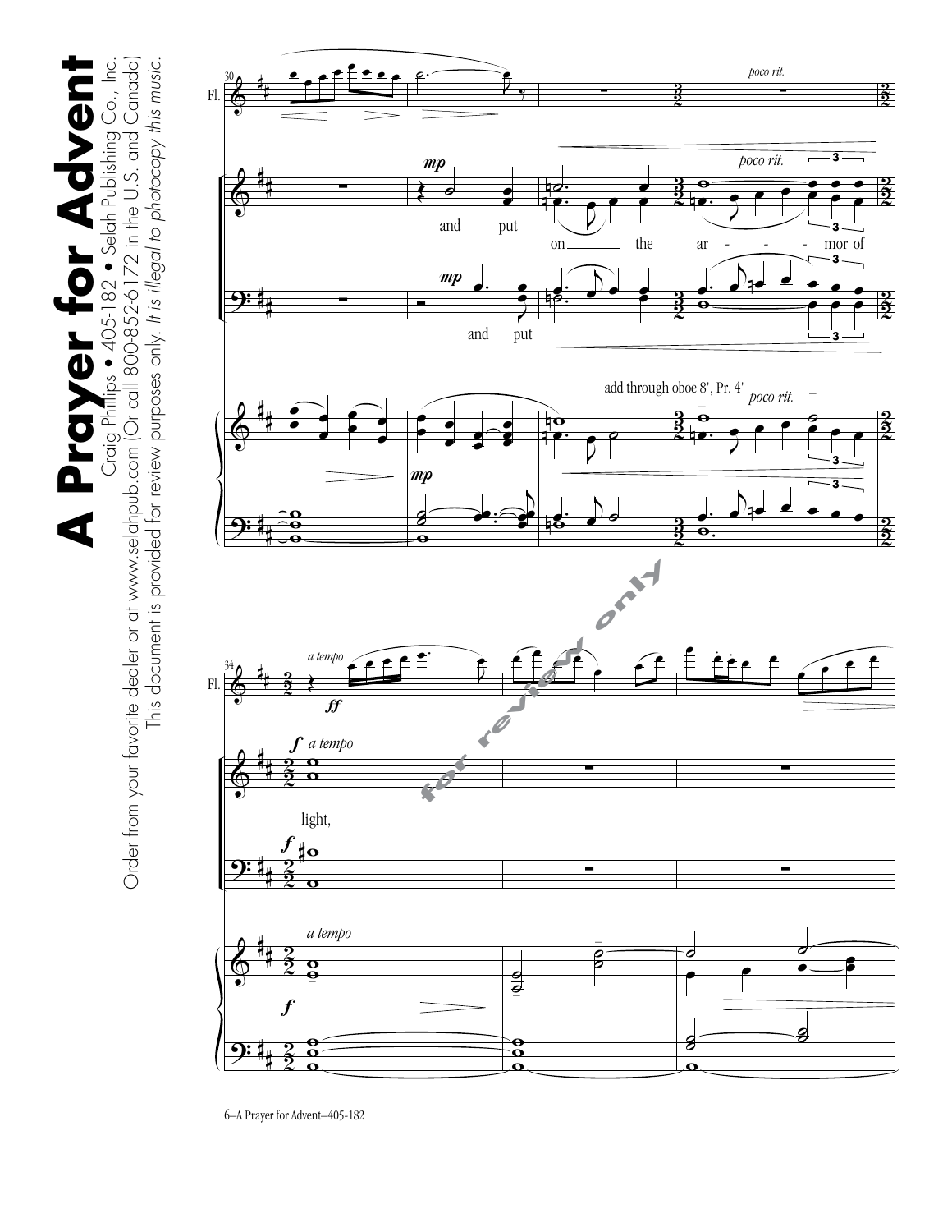# A Prayer for Advent

Craig Phillips • 405-182 • Selah Publishing Co., Inc.

Order from your favorite dealer or at www.selahpub.com (Or call 800-852-6172 in the U.S. and Canada)

This document is provided for review purposes only. *It is illegal to photocopy this music.*

and put on the ar - - - mor of

and put

add through oboe 8', Pr. 4'

*poco rit.*

*a tempo*

light,

for review only

6—A Prayer for Advent—405-182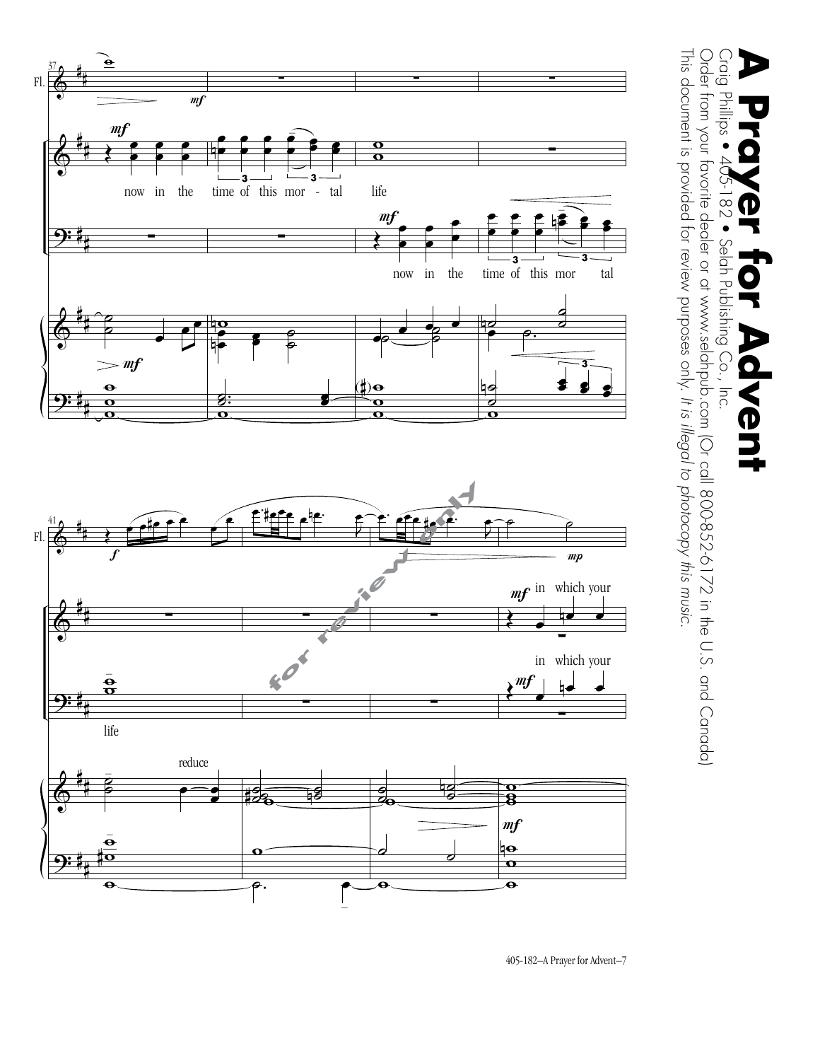# A Prayer for Advent

Craig Phillips • 405-182 • Selah Publishing Co., Inc.

Order from your favorite dealer or at www.selahpub.com (Or call 800-852-6172 in the U.S. and Canada)

This document is provided for review purposes only. *It is illegal to photocopy this music.*

now in the time of this mor - tal life

now in the time of this mor tal life

reduce

in which your

in which your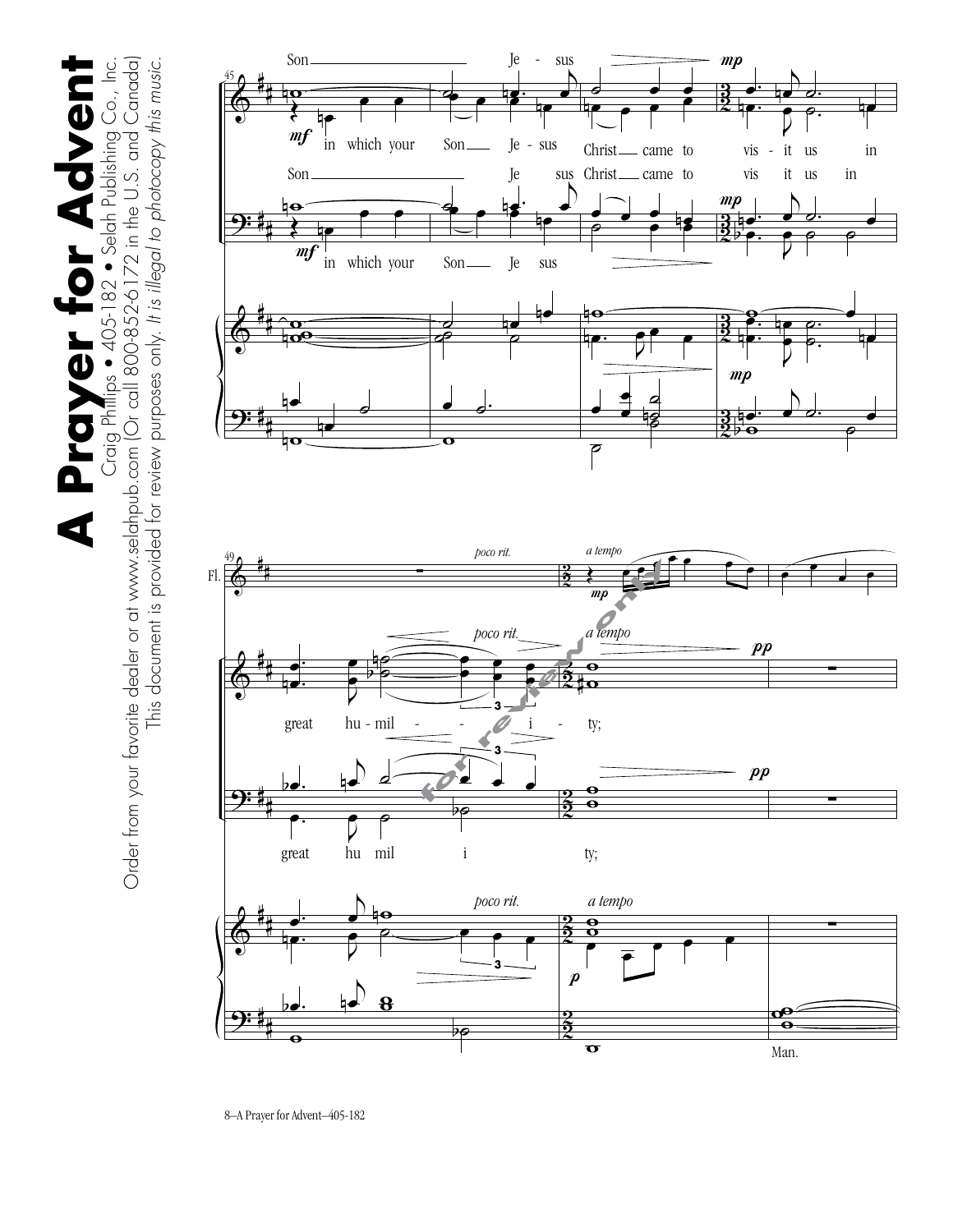# A Prayer for Advent

Craig Phillips • 405-182 • Selah Publishing Co., Inc.

Order from your favorite dealer or at www.selahpub.com (Or call 800-852-6172 in the U.S. and Canada)

This document is provided for review purposes only. *It is illegal to photocopy this music.*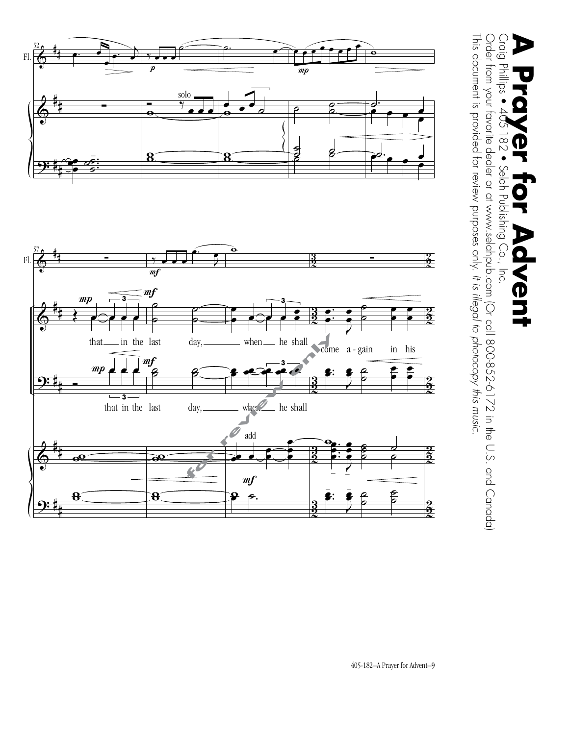# A Prayer for Advent

Craig Phillips • 405-182 • Selah Publishing Co., Inc.

Order from your favorite dealer or at www.selahpub.com (Or call 800-852-6172 in the U.S. and Canada)

This document is provided for review purposes only. *It is illegal to photocopy this music.*

52 Fl. *p* *mp* solo

57 Fl. *mf*

*mp* *mf* that in the last day, when he shall come a-gain in his

*mp* *mf* that in the last day, when he shall

add *mf*

for review only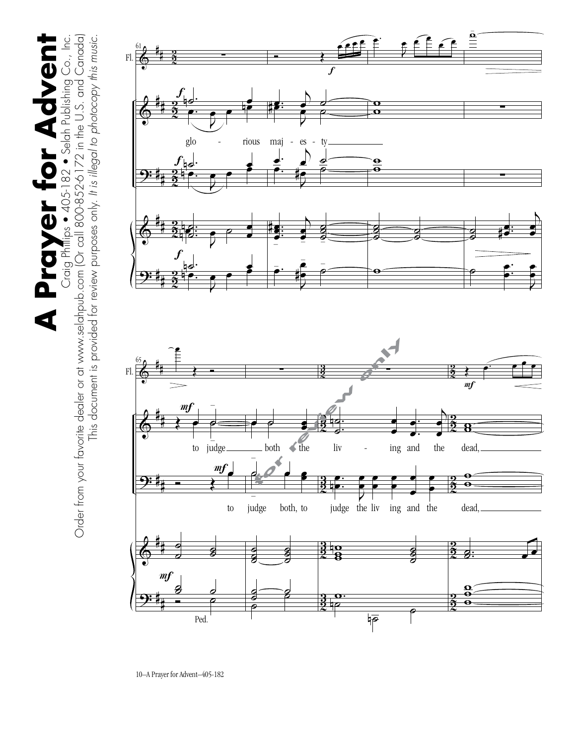# A Prayer for Advent

Craig Phillips • 405-182 • Selah Publishing Co., Inc.

Order from your favorite dealer or at www.selahpub.com (Or call 800-852-6172 in the U.S. and Canada)

This document is provided for review purposes only. *It is illegal to photocopy this music.*

glo - rious maj - es - ty

to judge both the liv - ing and the dead,

to judge both, to judge the liv ing and the dead,

Ped.

for review only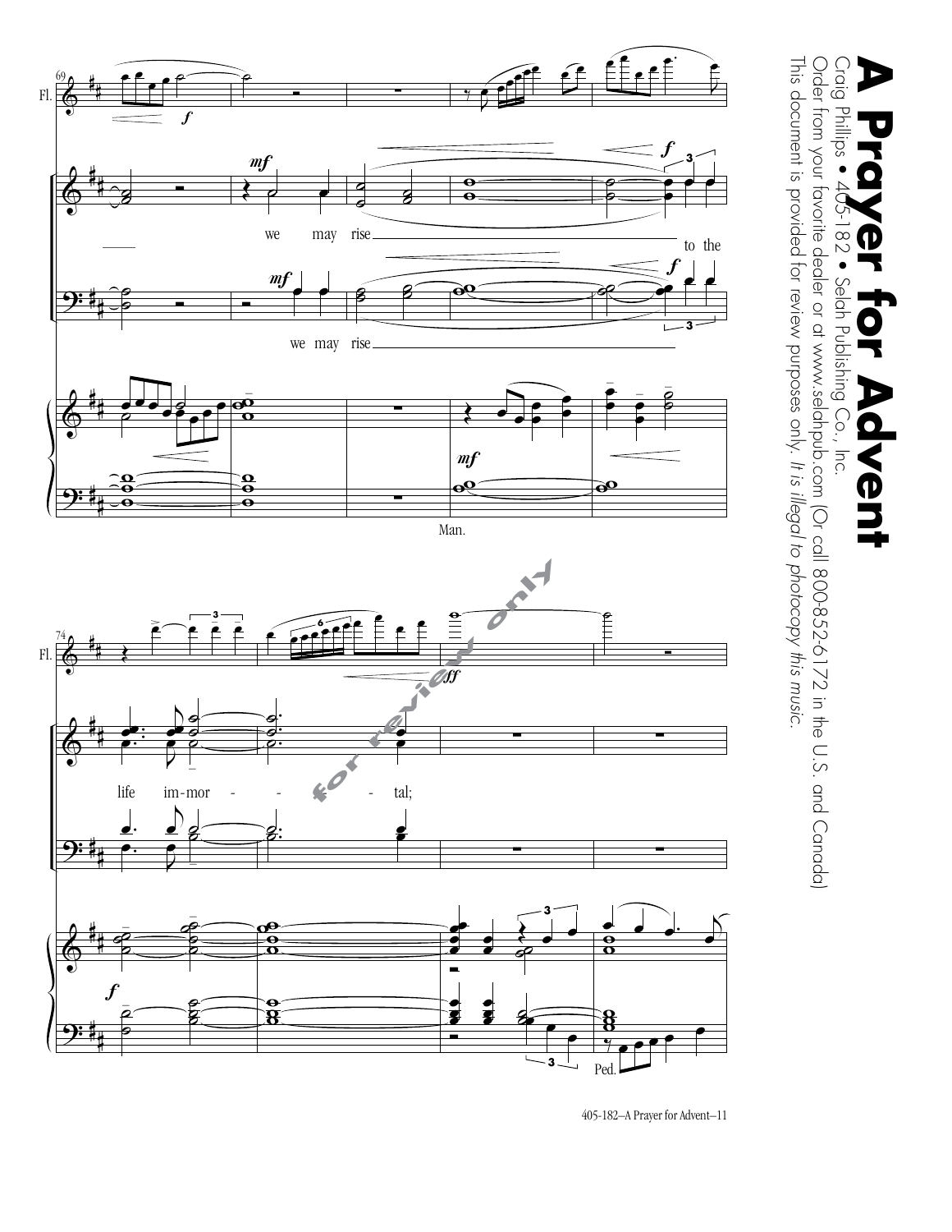# A Prayer for Advent

Craig Phillips • 405-182 • Selah Publishing Co., Inc.

Order from your favorite dealer or at www.selahpub.com (Or call 800-852-6172 in the U.S. and Canada)

This document is provided for review purposes only. *It is illegal to photocopy this music.*

we may rise to the

we may rise

Man.

life im-mor - - - tal;

Ped.

405-182—A Prayer for Advent—11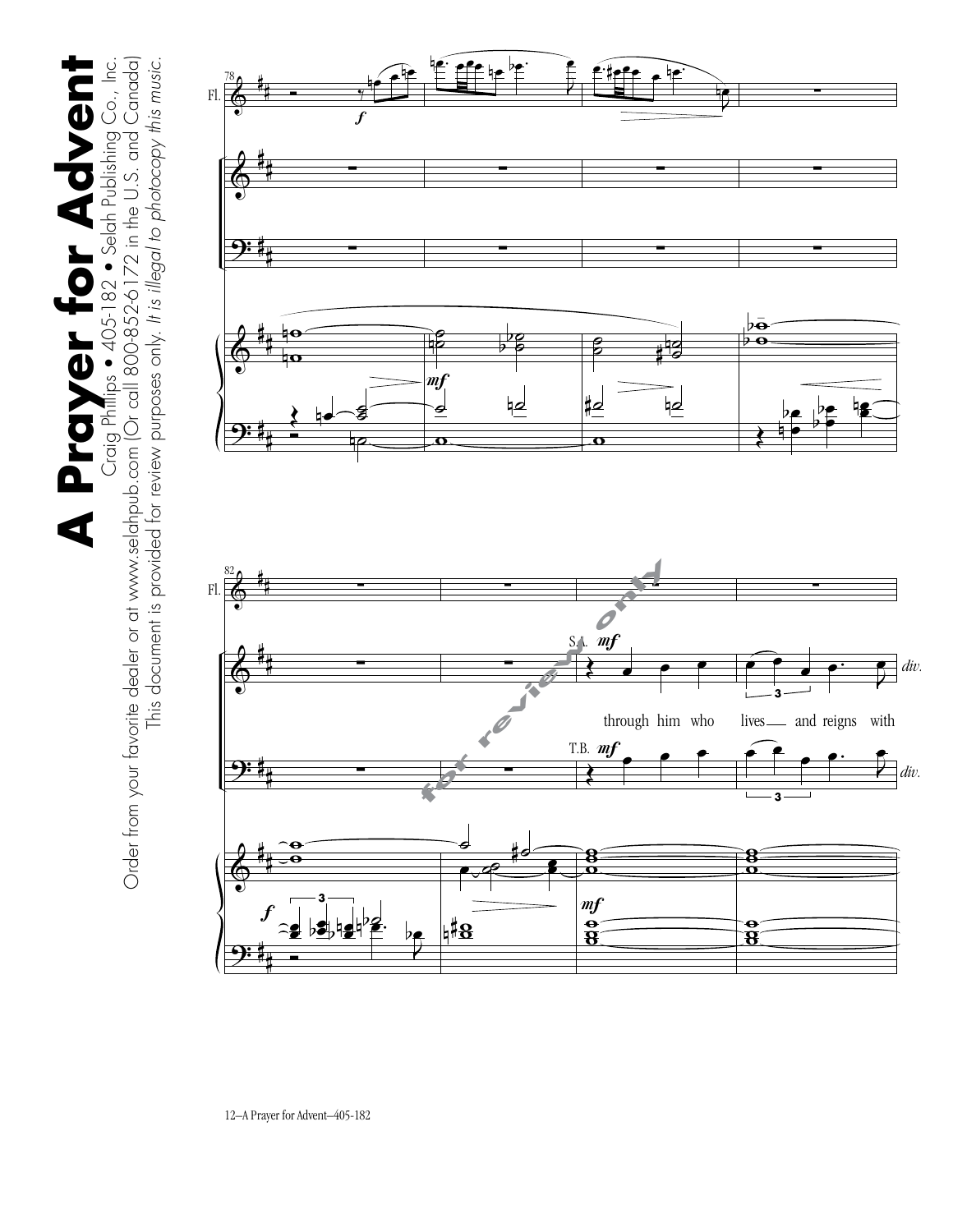Fl.

S.A. *mf*

through him who lives___ and reigns with

*div.*

T.B. *mf*

*div.*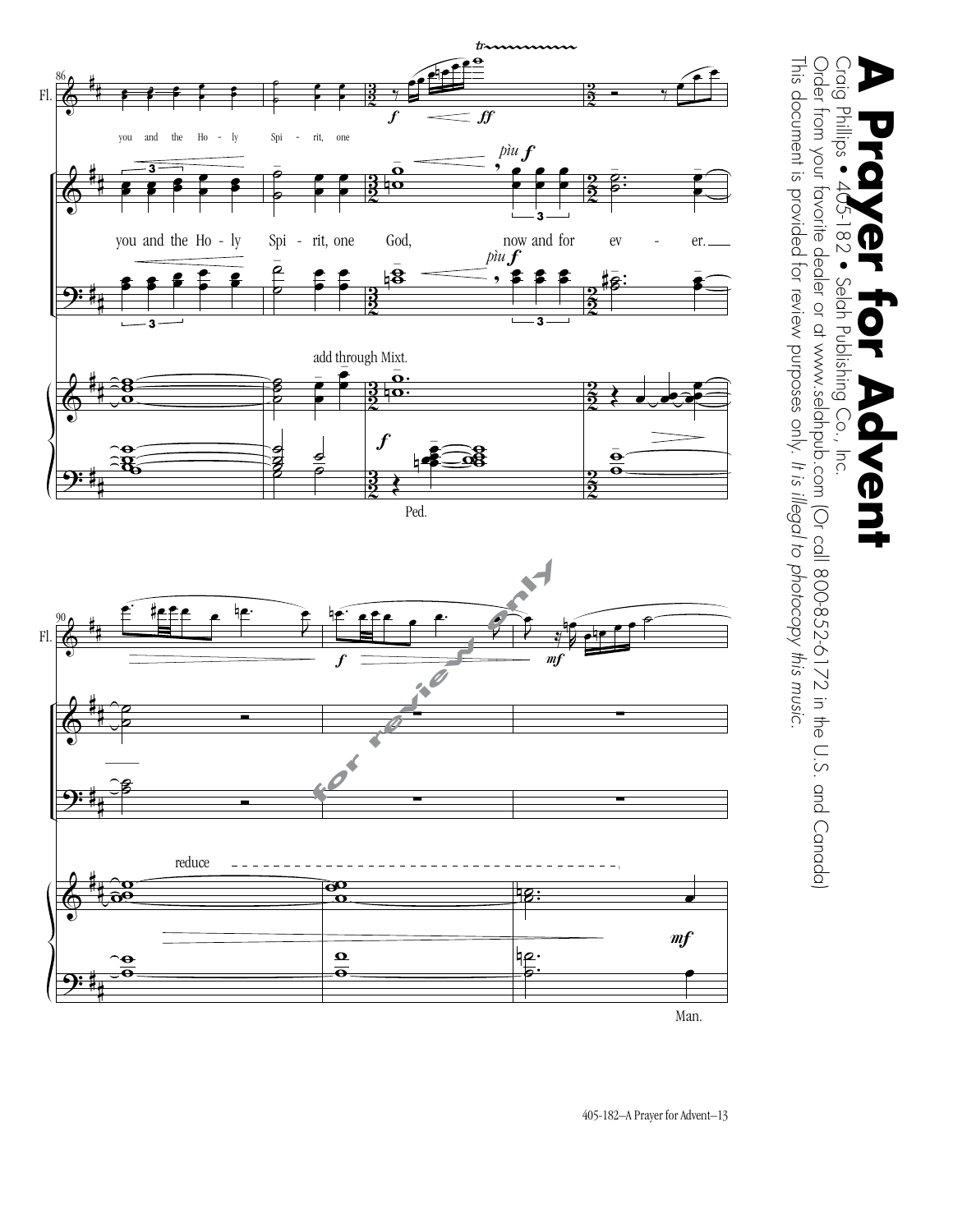# A Prayer for Advent

Craig Phillips • 405-182 • Selah Publishing Co., Inc.

Order from your favorite dealer or at www.selahpub.com (Or call 800-852-6172 in the U.S. and Canada)

This document is provided for review purposes only. *It is illegal to photocopy this music.*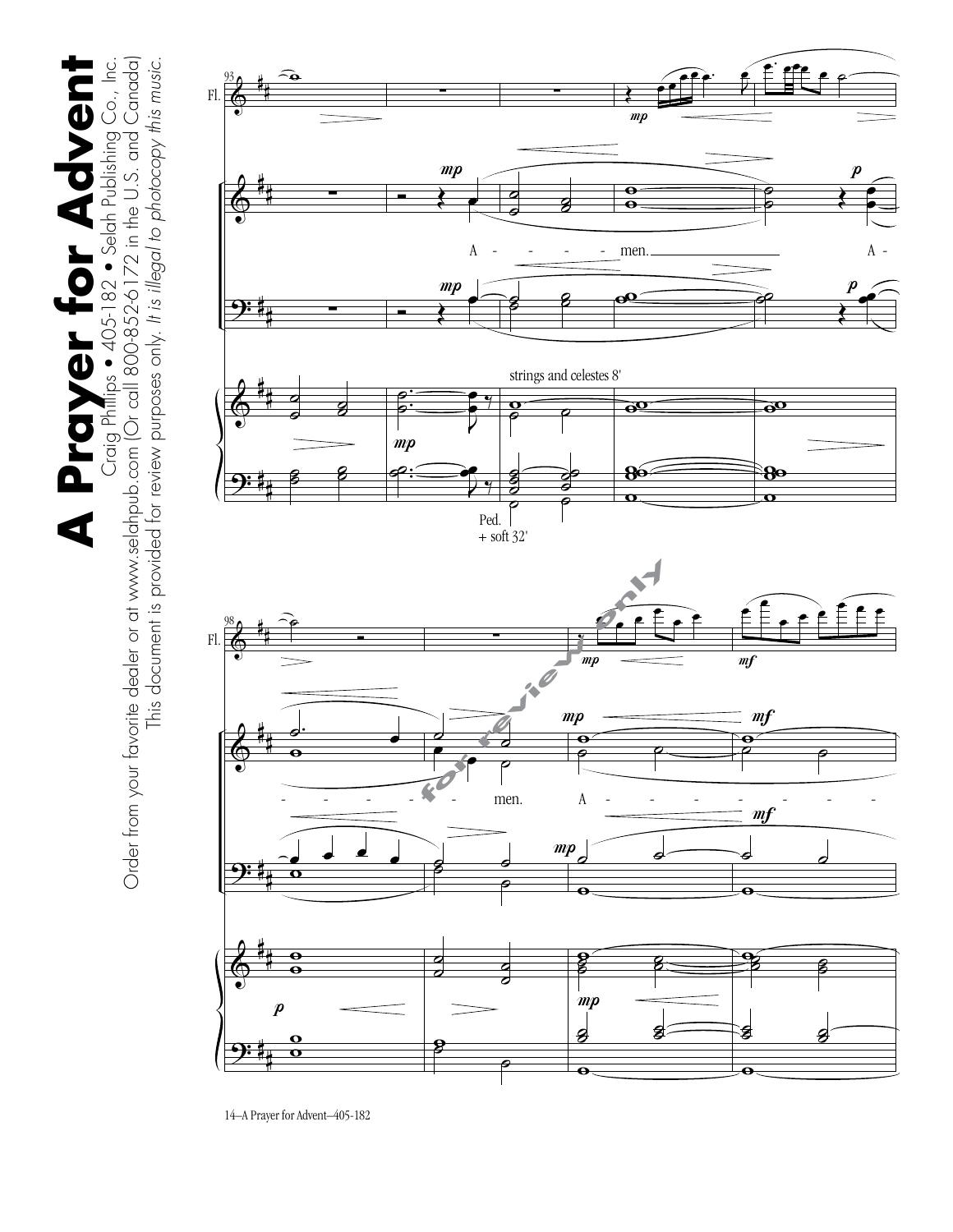# A Prayer for Advent

Craig Phillips • 405-182 • Selah Publishing Co., Inc.

Order from your favorite dealer or at www.selahpub.com (Or call 800-852-6172 in the U.S. and Canada)

This document is provided for review purposes only. *It is illegal to photocopy this music.*

Fl.

*mp* A - - - - men. *p* A -

strings and celestes 8'

Ped. + soft 32'

- - - - - - men. *mp* A - - - - - - - - - -

*mf*

for review only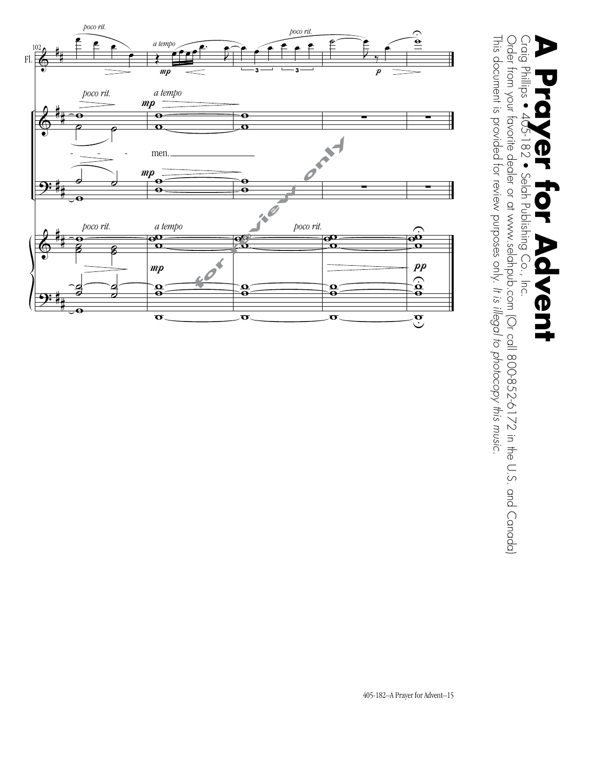# A Prayer for Advent

Craig Phillips • 405-182 • Selah Publishing Co., Inc.

Order from your favorite dealer or at www.selahpub.com (Or call 800-852-6172 in the U.S. and Canada)

This document is provided for review purposes only. *It is illegal to photocopy this music.*